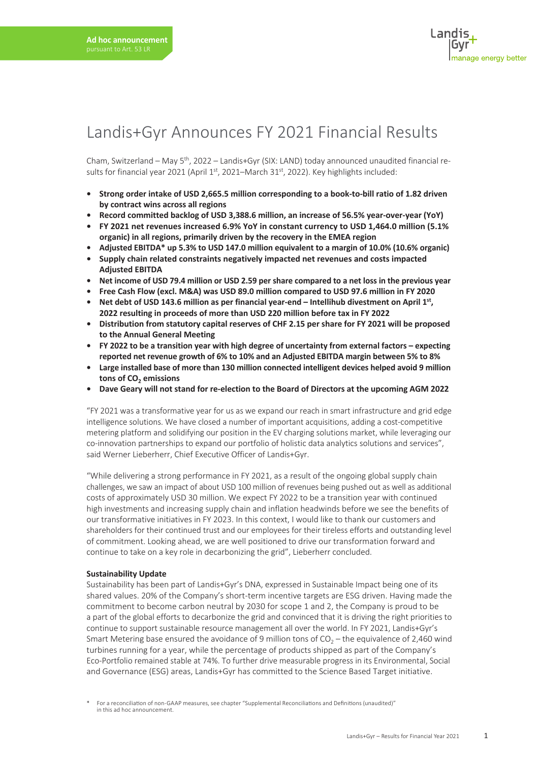**Ad hoc announcement**
pursuant to Art. 53 LR

# Landis+Gyr Announces FY 2021 Financial Results

Cham, Switzerland – May 5th, 2022 – Landis+Gyr (SIX: LAND) today announced unaudited financial results for financial year 2021 (April 1st, 2021–March 31st, 2022). Key highlights included:

- **Strong order intake of USD 2,665.5 million corresponding to a book-to-bill ratio of 1.82 driven by contract wins across all regions**
- **Record committed backlog of USD 3,388.6 million, an increase of 56.5% year-over-year (YoY)**
- **FY 2021 net revenues increased 6.9% YoY in constant currency to USD 1,464.0 million (5.1% organic) in all regions, primarily driven by the recovery in the EMEA region**
- **Adjusted EBITDA* up 5.3% to USD 147.0 million equivalent to a margin of 10.0% (10.6% organic)**
- **Supply chain related constraints negatively impacted net revenues and costs impacted Adjusted EBITDA**
- **Net income of USD 79.4 million or USD 2.59 per share compared to a net loss in the previous year**
- **Free Cash Flow (excl. M&A) was USD 89.0 million compared to USD 97.6 million in FY 2020**
- **Net debt of USD 143.6 million as per financial year-end – Intellihub divestment on April 1st, 2022 resulting in proceeds of more than USD 220 million before tax in FY 2022**
- **Distribution from statutory capital reserves of CHF 2.15 per share for FY 2021 will be proposed to the Annual General Meeting**
- **FY 2022 to be a transition year with high degree of uncertainty from external factors – expecting reported net revenue growth of 6% to 10% and an Adjusted EBITDA margin between 5% to 8%**
- **Large installed base of more than 130 million connected intelligent devices helped avoid 9 million tons of $CO_2$ emissions**
- **Dave Geary will not stand for re-election to the Board of Directors at the upcoming AGM 2022**

"FY 2021 was a transformative year for us as we expand our reach in smart infrastructure and grid edge intelligence solutions. We have closed a number of important acquisitions, adding a cost-competitive metering platform and solidifying our position in the EV charging solutions market, while leveraging our co-innovation partnerships to expand our portfolio of holistic data analytics solutions and services", said Werner Lieberherr, Chief Executive Officer of Landis+Gyr.

"While delivering a strong performance in FY 2021, as a result of the ongoing global supply chain challenges, we saw an impact of about USD 100 million of revenues being pushed out as well as additional costs of approximately USD 30 million. We expect FY 2022 to be a transition year with continued high investments and increasing supply chain and inflation headwinds before we see the benefits of our transformative initiatives in FY 2023. In this context, I would like to thank our customers and shareholders for their continued trust and our employees for their tireless efforts and outstanding level of commitment. Looking ahead, we are well positioned to drive our transformation forward and continue to take on a key role in decarbonizing the grid", Lieberherr concluded.

**Sustainability Update**

Sustainability has been part of Landis+Gyr's DNA, expressed in Sustainable Impact being one of its shared values. 20% of the Company's short-term incentive targets are ESG driven. Having made the commitment to become carbon neutral by 2030 for scope 1 and 2, the Company is proud to be a part of the global efforts to decarbonize the grid and convinced that it is driving the right priorities to continue to support sustainable resource management all over the world. In FY 2021, Landis+Gyr's Smart Metering base ensured the avoidance of 9 million tons of $CO_2$ – the equivalence of 2,460 wind turbines running for a year, while the percentage of products shipped as part of the Company's Eco-Portfolio remained stable at 74%. To further drive measurable progress in its Environmental, Social and Governance (ESG) areas, Landis+Gyr has committed to the Science Based Target initiative.

\* For a reconciliation of non-GAAP measures, see chapter "Supplemental Reconciliations and Definitions (unaudited)" in this ad hoc announcement.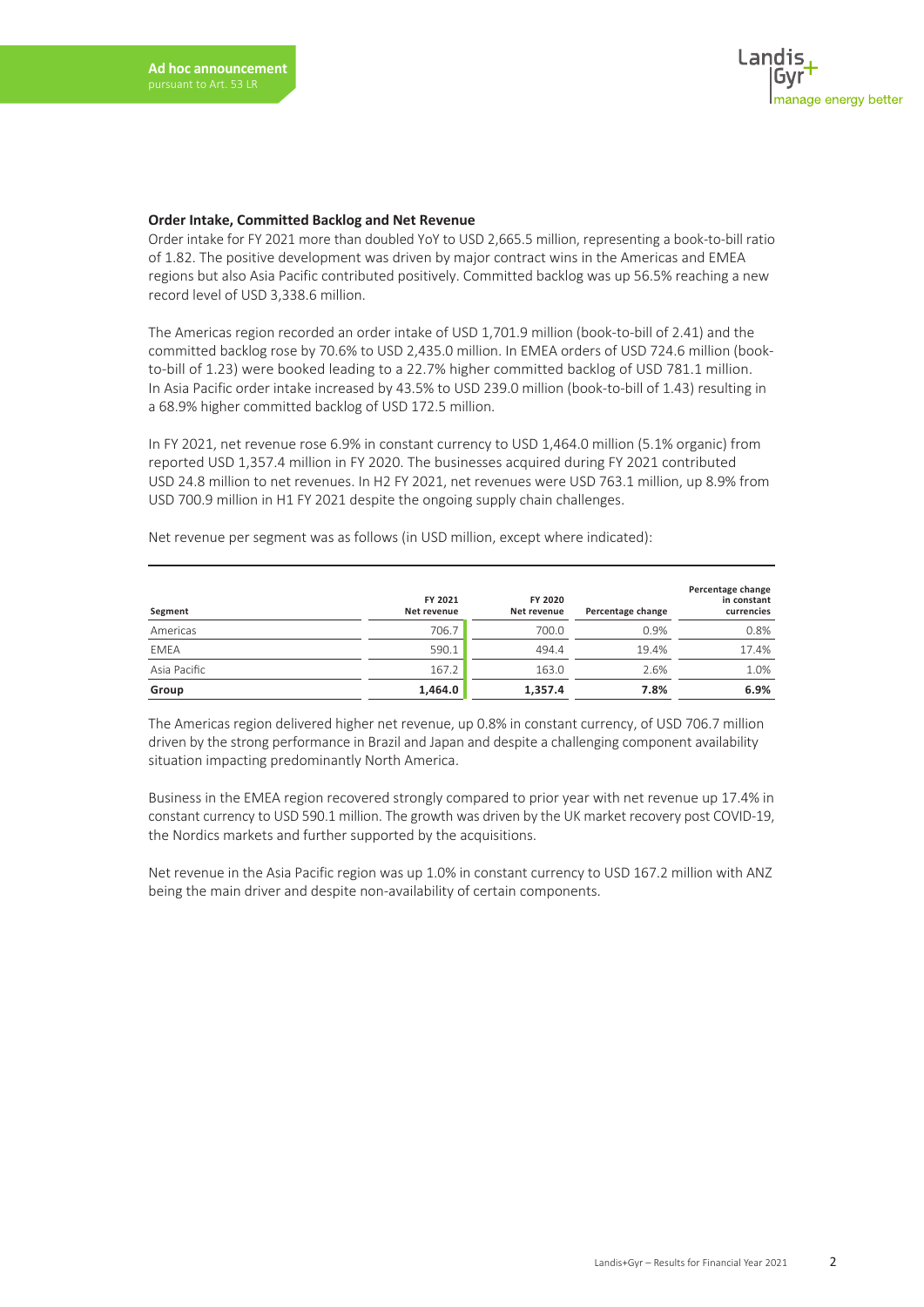### Order Intake, Committed Backlog and Net Revenue

Order intake for FY 2021 more than doubled YoY to USD 2,665.5 million, representing a book-to-bill ratio of 1.82. The positive development was driven by major contract wins in the Americas and EMEA regions but also Asia Pacific contributed positively. Committed backlog was up 56.5% reaching a new record level of USD 3,338.6 million.

The Americas region recorded an order intake of USD 1,701.9 million (book-to-bill of 2.41) and the committed backlog rose by 70.6% to USD 2,435.0 million. In EMEA orders of USD 724.6 million (book-to-bill of 1.23) were booked leading to a 22.7% higher committed backlog of USD 781.1 million. In Asia Pacific order intake increased by 43.5% to USD 239.0 million (book-to-bill of 1.43) resulting in a 68.9% higher committed backlog of USD 172.5 million.

In FY 2021, net revenue rose 6.9% in constant currency to USD 1,464.0 million (5.1% organic) from reported USD 1,357.4 million in FY 2020. The businesses acquired during FY 2021 contributed USD 24.8 million to net revenues. In H2 FY 2021, net revenues were USD 763.1 million, up 8.9% from USD 700.9 million in H1 FY 2021 despite the ongoing supply chain challenges.

Net revenue per segment was as follows (in USD million, except where indicated):

| Segment | FY 2021 Net revenue | FY 2020 Net revenue | Percentage change | Percentage change in constant currencies |
|---|---|---|---|---|
| Americas | 706.7 | 700.0 | 0.9% | 0.8% |
| EMEA | 590.1 | 494.4 | 19.4% | 17.4% |
| Asia Pacific | 167.2 | 163.0 | 2.6% | 1.0% |
| **Group** | **1,464.0** | **1,357.4** | **7.8%** | **6.9%** |

The Americas region delivered higher net revenue, up 0.8% in constant currency, of USD 706.7 million driven by the strong performance in Brazil and Japan and despite a challenging component availability situation impacting predominantly North America.

Business in the EMEA region recovered strongly compared to prior year with net revenue up 17.4% in constant currency to USD 590.1 million. The growth was driven by the UK market recovery post COVID-19, the Nordics markets and further supported by the acquisitions.

Net revenue in the Asia Pacific region was up 1.0% in constant currency to USD 167.2 million with ANZ being the main driver and despite non-availability of certain components.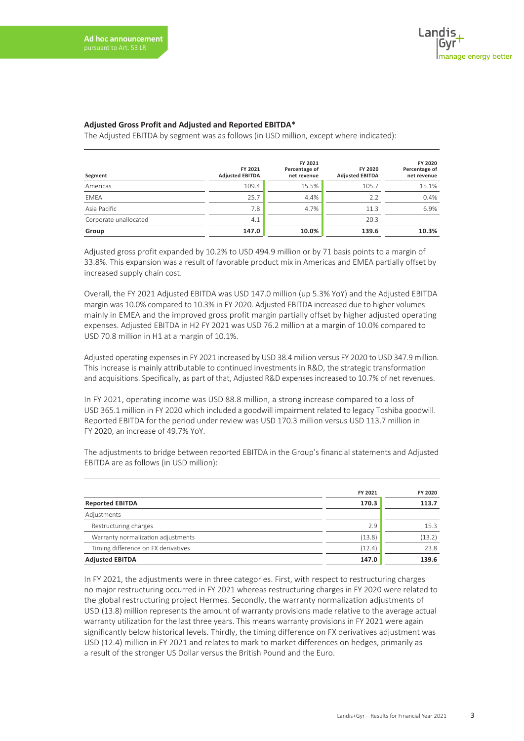**Ad hoc announcement**
pursuant to Art. 53 LR

### Adjusted Gross Profit and Adjusted and Reported EBITDA*

The Adjusted EBITDA by segment was as follows (in USD million, except where indicated):

| Segment | FY 2021 Adjusted EBITDA | FY 2021 Percentage of net revenue | FY 2020 Adjusted EBITDA | FY 2020 Percentage of net revenue |
|---|---|---|---|---|
| Americas | 109.4 | 15.5% | 105.7 | 15.1% |
| EMEA | 25.7 | 4.4% | 2.2 | 0.4% |
| Asia Pacific | 7.8 | 4.7% | 11.3 | 6.9% |
| Corporate unallocated | 4.1 | | 20.3 | |
| **Group** | **147.0** | **10.0%** | **139.6** | **10.3%** |

Adjusted gross profit expanded by 10.2% to USD 494.9 million or by 71 basis points to a margin of 33.8%. This expansion was a result of favorable product mix in Americas and EMEA partially offset by increased supply chain cost.

Overall, the FY 2021 Adjusted EBITDA was USD 147.0 million (up 5.3% YoY) and the Adjusted EBITDA margin was 10.0% compared to 10.3% in FY 2020. Adjusted EBITDA increased due to higher volumes mainly in EMEA and the improved gross profit margin partially offset by higher adjusted operating expenses. Adjusted EBITDA in H2 FY 2021 was USD 76.2 million at a margin of 10.0% compared to USD 70.8 million in H1 at a margin of 10.1%.

Adjusted operating expenses in FY 2021 increased by USD 38.4 million versus FY 2020 to USD 347.9 million. This increase is mainly attributable to continued investments in R&D, the strategic transformation and acquisitions. Specifically, as part of that, Adjusted R&D expenses increased to 10.7% of net revenues.

In FY 2021, operating income was USD 88.8 million, a strong increase compared to a loss of USD 365.1 million in FY 2020 which included a goodwill impairment related to legacy Toshiba goodwill. Reported EBITDA for the period under review was USD 170.3 million versus USD 113.7 million in FY 2020, an increase of 49.7% YoY.

The adjustments to bridge between reported EBITDA in the Group's financial statements and Adjusted EBITDA are as follows (in USD million):

| | FY 2021 | FY 2020 |
|---|---|---|
| **Reported EBITDA** | **170.3** | **113.7** |
| Adjustments | | |
| Restructuring charges | 2.9 | 15.3 |
| Warranty normalization adjustments | (13.8) | (13.2) |
| Timing difference on FX derivatives | (12.4) | 23.8 |
| **Adjusted EBITDA** | **147.0** | **139.6** |

In FY 2021, the adjustments were in three categories. First, with respect to restructuring charges no major restructuring occurred in FY 2021 whereas restructuring charges in FY 2020 were related to the global restructuring project Hermes. Secondly, the warranty normalization adjustments of USD (13.8) million represents the amount of warranty provisions made relative to the average actual warranty utilization for the last three years. This means warranty provisions in FY 2021 were again significantly below historical levels. Thirdly, the timing difference on FX derivatives adjustment was USD (12.4) million in FY 2021 and relates to mark to market differences on hedges, primarily as a result of the stronger US Dollar versus the British Pound and the Euro.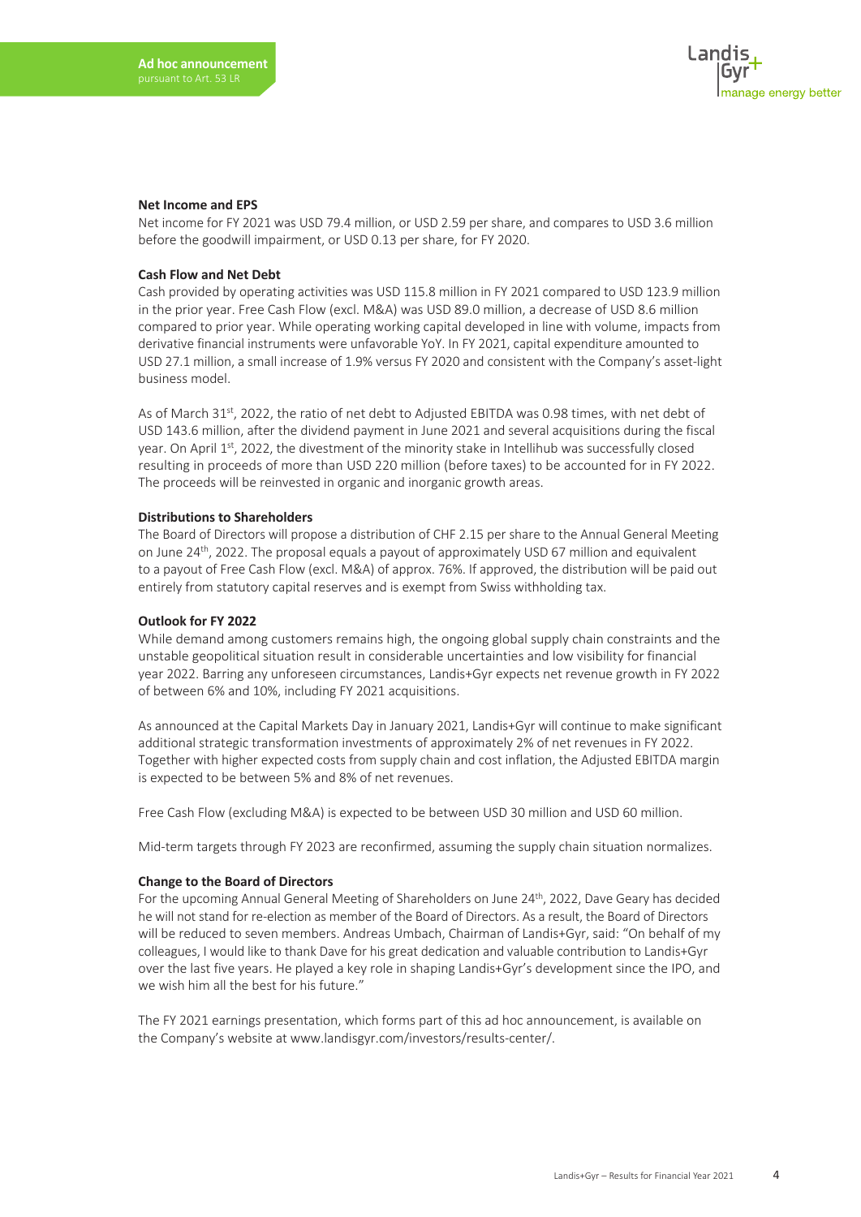**Net Income and EPS**

Net income for FY 2021 was USD 79.4 million, or USD 2.59 per share, and compares to USD 3.6 million before the goodwill impairment, or USD 0.13 per share, for FY 2020.

**Cash Flow and Net Debt**

Cash provided by operating activities was USD 115.8 million in FY 2021 compared to USD 123.9 million in the prior year. Free Cash Flow (excl. M&A) was USD 89.0 million, a decrease of USD 8.6 million compared to prior year. While operating working capital developed in line with volume, impacts from derivative financial instruments were unfavorable YoY. In FY 2021, capital expenditure amounted to USD 27.1 million, a small increase of 1.9% versus FY 2020 and consistent with the Company's asset-light business model.

As of March 31st, 2022, the ratio of net debt to Adjusted EBITDA was 0.98 times, with net debt of USD 143.6 million, after the dividend payment in June 2021 and several acquisitions during the fiscal year. On April 1st, 2022, the divestment of the minority stake in Intellihub was successfully closed resulting in proceeds of more than USD 220 million (before taxes) to be accounted for in FY 2022. The proceeds will be reinvested in organic and inorganic growth areas.

**Distributions to Shareholders**

The Board of Directors will propose a distribution of CHF 2.15 per share to the Annual General Meeting on June 24th, 2022. The proposal equals a payout of approximately USD 67 million and equivalent to a payout of Free Cash Flow (excl. M&A) of approx. 76%. If approved, the distribution will be paid out entirely from statutory capital reserves and is exempt from Swiss withholding tax.

**Outlook for FY 2022**

While demand among customers remains high, the ongoing global supply chain constraints and the unstable geopolitical situation result in considerable uncertainties and low visibility for financial year 2022. Barring any unforeseen circumstances, Landis+Gyr expects net revenue growth in FY 2022 of between 6% and 10%, including FY 2021 acquisitions.

As announced at the Capital Markets Day in January 2021, Landis+Gyr will continue to make significant additional strategic transformation investments of approximately 2% of net revenues in FY 2022. Together with higher expected costs from supply chain and cost inflation, the Adjusted EBITDA margin is expected to be between 5% and 8% of net revenues.

Free Cash Flow (excluding M&A) is expected to be between USD 30 million and USD 60 million.

Mid-term targets through FY 2023 are reconfirmed, assuming the supply chain situation normalizes.

**Change to the Board of Directors**

For the upcoming Annual General Meeting of Shareholders on June 24th, 2022, Dave Geary has decided he will not stand for re-election as member of the Board of Directors. As a result, the Board of Directors will be reduced to seven members. Andreas Umbach, Chairman of Landis+Gyr, said: "On behalf of my colleagues, I would like to thank Dave for his great dedication and valuable contribution to Landis+Gyr over the last five years. He played a key role in shaping Landis+Gyr's development since the IPO, and we wish him all the best for his future."

The FY 2021 earnings presentation, which forms part of this ad hoc announcement, is available on the Company's website at www.landisgyr.com/investors/results-center/.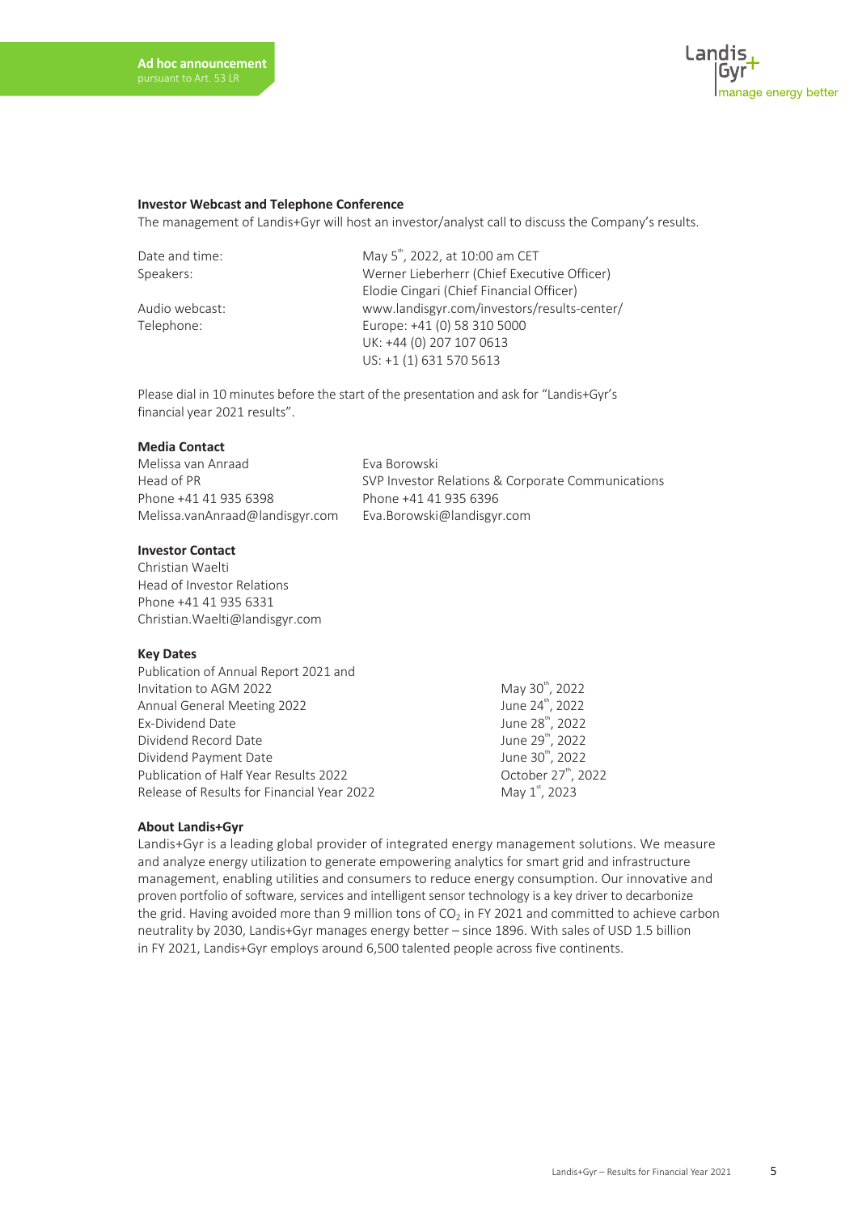**Ad hoc announcement**
pursuant to Art. 53 LR

**Investor Webcast and Telephone Conference**

The management of Landis+Gyr will host an investor/analyst call to discuss the Company's results.

| | |
|---|---|
| Date and time: | May 5th, 2022, at 10:00 am CET |
| Speakers: | Werner Lieberherr (Chief Executive Officer)<br>Elodie Cingari (Chief Financial Officer) |
| Audio webcast: | www.landisgyr.com/investors/results-center/ |
| Telephone: | Europe: +41 (0) 58 310 5000<br>UK: +44 (0) 207 107 0613<br>US: +1 (1) 631 570 5613 |

Please dial in 10 minutes before the start of the presentation and ask for "Landis+Gyr's financial year 2021 results".

**Media Contact**

Melissa van Anraad
Head of PR
Phone +41 41 935 6398
Melissa.vanAnraad@landisgyr.com

Eva Borowski
SVP Investor Relations & Corporate Communications
Phone +41 41 935 6396
Eva.Borowski@landisgyr.com

**Investor Contact**

Christian Waelti
Head of Investor Relations
Phone +41 41 935 6331
Christian.Waelti@landisgyr.com

**Key Dates**

| | |
|---|---|
| Publication of Annual Report 2021 and Invitation to AGM 2022 | May 30th, 2022 |
| Annual General Meeting 2022 | June 24th, 2022 |
| Ex-Dividend Date | June 28th, 2022 |
| Dividend Record Date | June 29th, 2022 |
| Dividend Payment Date | June 30th, 2022 |
| Publication of Half Year Results 2022 | October 27th, 2022 |
| Release of Results for Financial Year 2022 | May 1st, 2023 |

**About Landis+Gyr**

Landis+Gyr is a leading global provider of integrated energy management solutions. We measure and analyze energy utilization to generate empowering analytics for smart grid and infrastructure management, enabling utilities and consumers to reduce energy consumption. Our innovative and proven portfolio of software, services and intelligent sensor technology is a key driver to decarbonize the grid. Having avoided more than 9 million tons of $CO_2$ in FY 2021 and committed to achieve carbon neutrality by 2030, Landis+Gyr manages energy better – since 1896. With sales of USD 1.5 billion in FY 2021, Landis+Gyr employs around 6,500 talented people across five continents.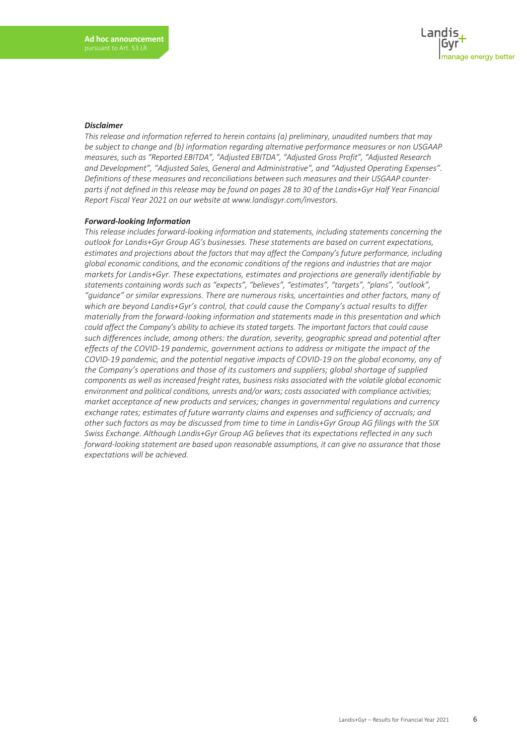***Disclaimer***

*This release and information referred to herein contains (a) preliminary, unaudited numbers that may be subject to change and (b) information regarding alternative performance measures or non USGAAP measures, such as "Reported EBITDA", "Adjusted EBITDA", "Adjusted Gross Profit", "Adjusted Research and Development", "Adjusted Sales, General and Administrative", and "Adjusted Operating Expenses". Definitions of these measures and reconciliations between such measures and their USGAAP counter-parts if not defined in this release may be found on pages 28 to 30 of the Landis+Gyr Half Year Financial Report Fiscal Year 2021 on our website at www.landisgyr.com/investors.*

***Forward-looking Information***

*This release includes forward-looking information and statements, including statements concerning the outlook for Landis+Gyr Group AG's businesses. These statements are based on current expectations, estimates and projections about the factors that may affect the Company's future performance, including global economic conditions, and the economic conditions of the regions and industries that are major markets for Landis+Gyr. These expectations, estimates and projections are generally identifiable by statements containing words such as "expects", "believes", "estimates", "targets", "plans", "outlook", "guidance" or similar expressions. There are numerous risks, uncertainties and other factors, many of which are beyond Landis+Gyr's control, that could cause the Company's actual results to differ materially from the forward-looking information and statements made in this presentation and which could affect the Company's ability to achieve its stated targets. The important factors that could cause such differences include, among others: the duration, severity, geographic spread and potential after effects of the COVID-19 pandemic, government actions to address or mitigate the impact of the COVID-19 pandemic, and the potential negative impacts of COVID-19 on the global economy, any of the Company's operations and those of its customers and suppliers; global shortage of supplied components as well as increased freight rates, business risks associated with the volatile global economic environment and political conditions, unrests and/or wars; costs associated with compliance activities; market acceptance of new products and services; changes in governmental regulations and currency exchange rates; estimates of future warranty claims and expenses and sufficiency of accruals; and other such factors as may be discussed from time to time in Landis+Gyr Group AG filings with the SIX Swiss Exchange. Although Landis+Gyr Group AG believes that its expectations reflected in any such forward-looking statement are based upon reasonable assumptions, it can give no assurance that those expectations will be achieved.*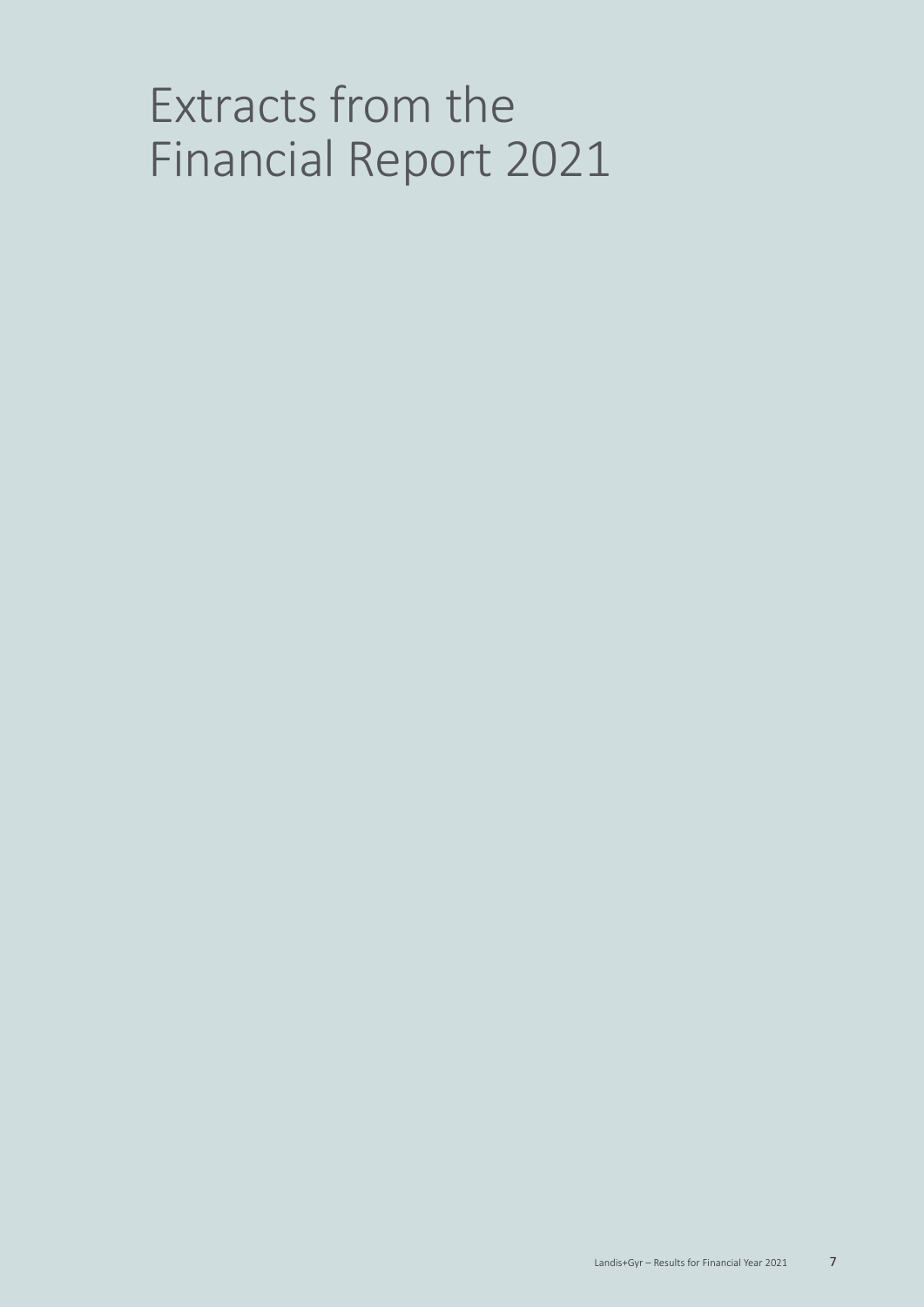# Extracts from the Financial Report 2021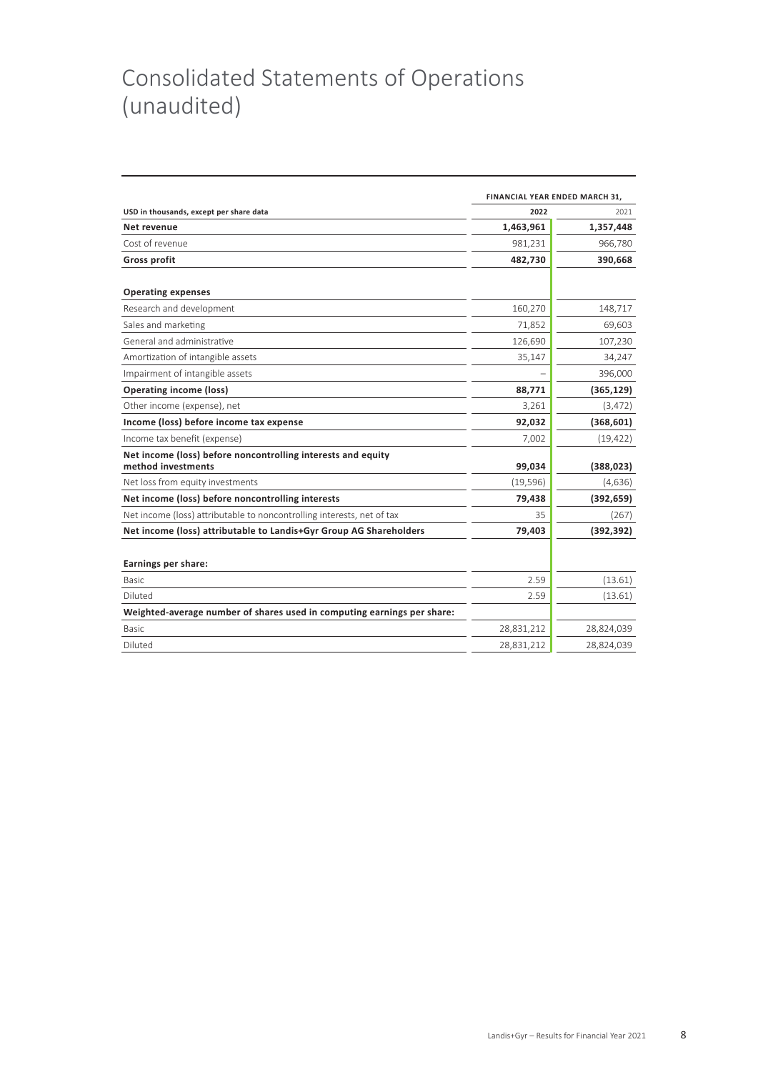# Consolidated Statements of Operations (unaudited)

| USD in thousands, except per share data | FINANCIAL YEAR ENDED MARCH 31, 2022 | 2021 |
|---|---|---|
| **Net revenue** | **1,463,961** | **1,357,448** |
| Cost of revenue | 981,231 | 966,780 |
| **Gross profit** | **482,730** | **390,668** |
| | | |
| **Operating expenses** | | |
| Research and development | 160,270 | 148,717 |
| Sales and marketing | 71,852 | 69,603 |
| General and administrative | 126,690 | 107,230 |
| Amortization of intangible assets | 35,147 | 34,247 |
| Impairment of intangible assets | – | 396,000 |
| **Operating income (loss)** | **88,771** | **(365,129)** |
| Other income (expense), net | 3,261 | (3,472) |
| **Income (loss) before income tax expense** | **92,032** | **(368,601)** |
| Income tax benefit (expense) | 7,002 | (19,422) |
| **Net income (loss) before noncontrolling interests and equity method investments** | **99,034** | **(388,023)** |
| Net loss from equity investments | (19,596) | (4,636) |
| **Net income (loss) before noncontrolling interests** | **79,438** | **(392,659)** |
| Net income (loss) attributable to noncontrolling interests, net of tax | 35 | (267) |
| **Net income (loss) attributable to Landis+Gyr Group AG Shareholders** | **79,403** | **(392,392)** |
| | | |
| **Earnings per share:** | | |
| Basic | 2.59 | (13.61) |
| Diluted | 2.59 | (13.61) |
| **Weighted-average number of shares used in computing earnings per share:** | | |
| Basic | 28,831,212 | 28,824,039 |
| Diluted | 28,831,212 | 28,824,039 |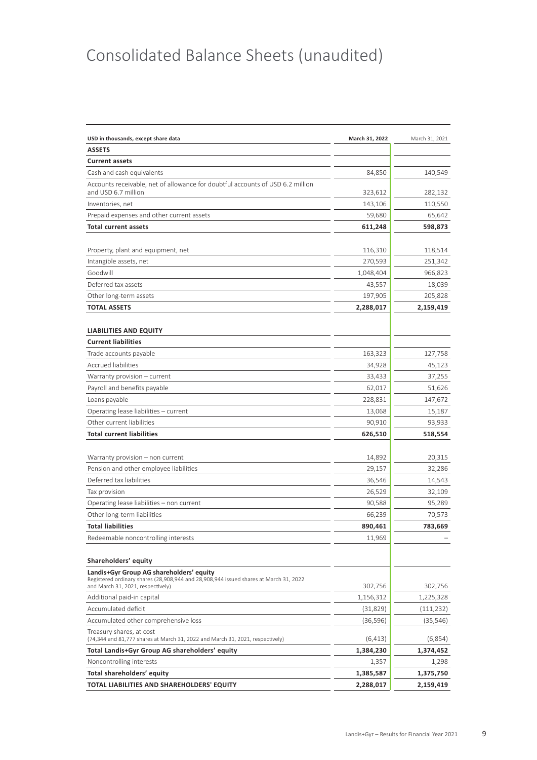# Consolidated Balance Sheets (unaudited)

| USD in thousands, except share data | March 31, 2022 | March 31, 2021 |
|---|---|---|
| **ASSETS** | | |
| **Current assets** | | |
| Cash and cash equivalents | 84,850 | 140,549 |
| Accounts receivable, net of allowance for doubtful accounts of USD 6.2 million and USD 6.7 million | 323,612 | 282,132 |
| Inventories, net | 143,106 | 110,550 |
| Prepaid expenses and other current assets | 59,680 | 65,642 |
| **Total current assets** | **611,248** | **598,873** |
| | | |
| Property, plant and equipment, net | 116,310 | 118,514 |
| Intangible assets, net | 270,593 | 251,342 |
| Goodwill | 1,048,404 | 966,823 |
| Deferred tax assets | 43,557 | 18,039 |
| Other long-term assets | 197,905 | 205,828 |
| **TOTAL ASSETS** | **2,288,017** | **2,159,419** |
| | | |
| **LIABILITIES AND EQUITY** | | |
| **Current liabilities** | | |
| Trade accounts payable | 163,323 | 127,758 |
| Accrued liabilities | 34,928 | 45,123 |
| Warranty provision – current | 33,433 | 37,255 |
| Payroll and benefits payable | 62,017 | 51,626 |
| Loans payable | 228,831 | 147,672 |
| Operating lease liabilities – current | 13,068 | 15,187 |
| Other current liabilities | 90,910 | 93,933 |
| **Total current liabilities** | **626,510** | **518,554** |
| | | |
| Warranty provision – non current | 14,892 | 20,315 |
| Pension and other employee liabilities | 29,157 | 32,286 |
| Deferred tax liabilities | 36,546 | 14,543 |
| Tax provision | 26,529 | 32,109 |
| Operating lease liabilities – non current | 90,588 | 95,289 |
| Other long-term liabilities | 66,239 | 70,573 |
| **Total liabilities** | **890,461** | **783,669** |
| Redeemable noncontrolling interests | 11,969 | – |
| | | |
| **Shareholders' equity** | | |
| **Landis+Gyr Group AG shareholders' equity** Registered ordinary shares (28,908,944 and 28,908,944 issued shares at March 31, 2022 and March 31, 2021, respectively) | 302,756 | 302,756 |
| Additional paid-in capital | 1,156,312 | 1,225,328 |
| Accumulated deficit | (31,829) | (111,232) |
| Accumulated other comprehensive loss | (36,596) | (35,546) |
| Treasury shares, at cost (74,344 and 81,777 shares at March 31, 2022 and March 31, 2021, respectively) | (6,413) | (6,854) |
| **Total Landis+Gyr Group AG shareholders' equity** | **1,384,230** | **1,374,452** |
| Noncontrolling interests | 1,357 | 1,298 |
| **Total shareholders' equity** | **1,385,587** | **1,375,750** |
| **TOTAL LIABILITIES AND SHAREHOLDERS' EQUITY** | **2,288,017** | **2,159,419** |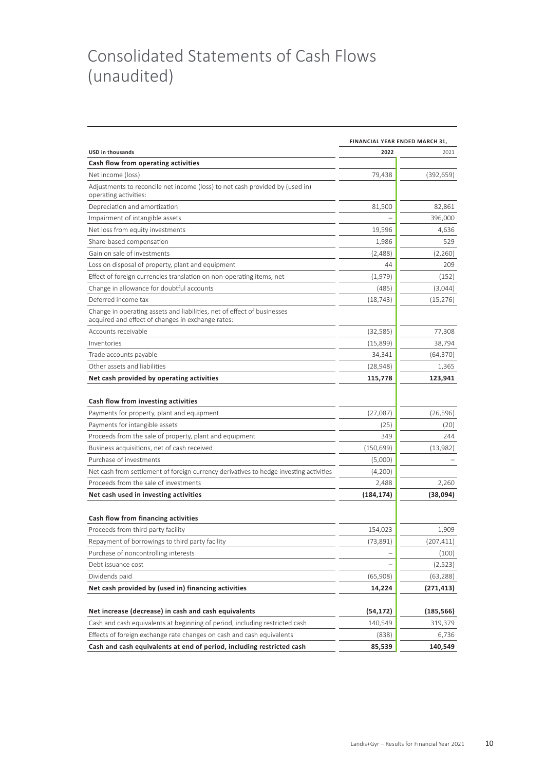# Consolidated Statements of Cash Flows (unaudited)

| USD in thousands | FINANCIAL YEAR ENDED MARCH 31, 2022 | 2021 |
|---|---|---|
| **Cash flow from operating activities** | | |
| Net income (loss) | 79,438 | (392,659) |
| Adjustments to reconcile net income (loss) to net cash provided by (used in) operating activities: | | |
| Depreciation and amortization | 81,500 | 82,861 |
| Impairment of intangible assets | – | 396,000 |
| Net loss from equity investments | 19,596 | 4,636 |
| Share-based compensation | 1,986 | 529 |
| Gain on sale of investments | (2,488) | (2,260) |
| Loss on disposal of property, plant and equipment | 44 | 209 |
| Effect of foreign currencies translation on non-operating items, net | (1,979) | (152) |
| Change in allowance for doubtful accounts | (485) | (3,044) |
| Deferred income tax | (18,743) | (15,276) |
| Change in operating assets and liabilities, net of effect of businesses acquired and effect of changes in exchange rates: | | |
| Accounts receivable | (32,585) | 77,308 |
| Inventories | (15,899) | 38,794 |
| Trade accounts payable | 34,341 | (64,370) |
| Other assets and liabilities | (28,948) | 1,365 |
| **Net cash provided by operating activities** | **115,778** | **123,941** |
| **Cash flow from investing activities** | | |
| Payments for property, plant and equipment | (27,087) | (26,596) |
| Payments for intangible assets | (25) | (20) |
| Proceeds from the sale of property, plant and equipment | 349 | 244 |
| Business acquisitions, net of cash received | (150,699) | (13,982) |
| Purchase of investments | (5,000) | – |
| Net cash from settlement of foreign currency derivatives to hedge investing activities | (4,200) | |
| Proceeds from the sale of investments | 2,488 | 2,260 |
| **Net cash used in investing activities** | **(184,174)** | **(38,094)** |
| **Cash flow from financing activities** | | |
| Proceeds from third party facility | 154,023 | 1,909 |
| Repayment of borrowings to third party facility | (73,891) | (207,411) |
| Purchase of noncontrolling interests | – | (100) |
| Debt issuance cost | – | (2,523) |
| Dividends paid | (65,908) | (63,288) |
| **Net cash provided by (used in) financing activities** | **14,224** | **(271,413)** |
| **Net increase (decrease) in cash and cash equivalents** | **(54,172)** | **(185,566)** |
| Cash and cash equivalents at beginning of period, including restricted cash | 140,549 | 319,379 |
| Effects of foreign exchange rate changes on cash and cash equivalents | (838) | 6,736 |
| **Cash and cash equivalents at end of period, including restricted cash** | **85,539** | **140,549** |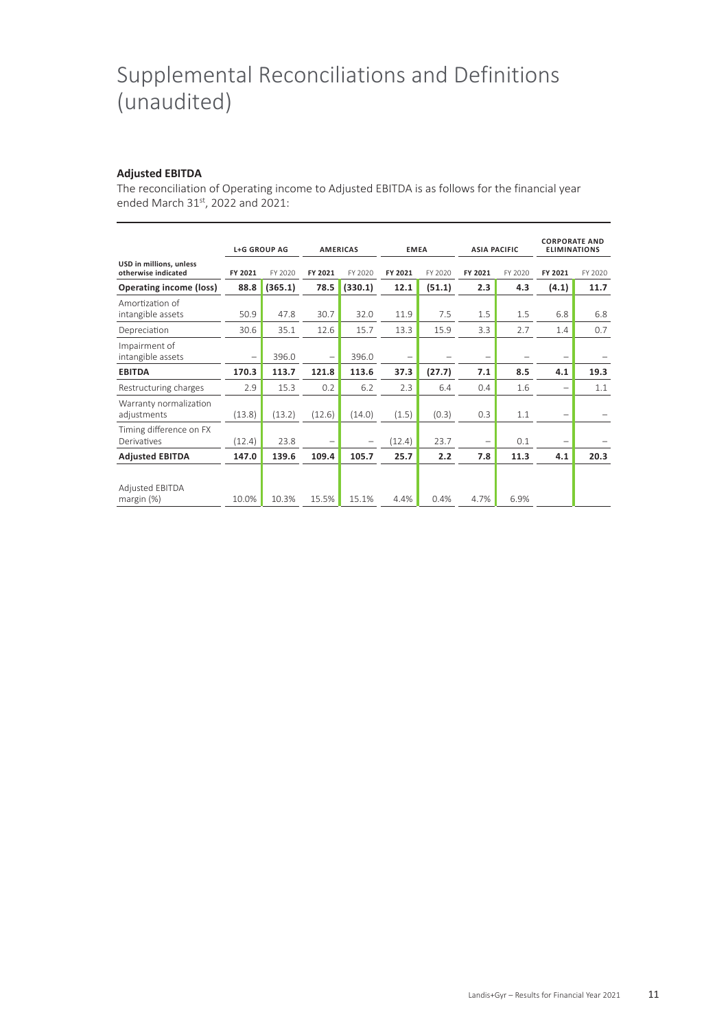# Supplemental Reconciliations and Definitions (unaudited)

**Adjusted EBITDA**

The reconciliation of Operating income to Adjusted EBITDA is as follows for the financial year ended March 31st, 2022 and 2021:

| | L+G GROUP AG | | AMERICAS | | EMEA | | ASIA PACIFIC | | CORPORATE AND ELIMINATIONS | |
|---|---|---|---|---|---|---|---|---|---|---|
| USD in millions, unless otherwise indicated | FY 2021 | FY 2020 | FY 2021 | FY 2020 | FY 2021 | FY 2020 | FY 2021 | FY 2020 | FY 2021 | FY 2020 |
| **Operating income (loss)** | **88.8** | **(365.1)** | **78.5** | **(330.1)** | **12.1** | **(51.1)** | **2.3** | **4.3** | **(4.1)** | **11.7** |
| Amortization of intangible assets | 50.9 | 47.8 | 30.7 | 32.0 | 11.9 | 7.5 | 1.5 | 1.5 | 6.8 | 6.8 |
| Depreciation | 30.6 | 35.1 | 12.6 | 15.7 | 13.3 | 15.9 | 3.3 | 2.7 | 1.4 | 0.7 |
| Impairment of intangible assets | – | 396.0 | – | 396.0 | – | – | – | – | – | – |
| **EBITDA** | **170.3** | **113.7** | **121.8** | **113.6** | **37.3** | **(27.7)** | **7.1** | **8.5** | **4.1** | **19.3** |
| Restructuring charges | 2.9 | 15.3 | 0.2 | 6.2 | 2.3 | 6.4 | 0.4 | 1.6 | – | 1.1 |
| Warranty normalization adjustments | (13.8) | (13.2) | (12.6) | (14.0) | (1.5) | (0.3) | 0.3 | 1.1 | – | – |
| Timing difference on FX Derivatives | (12.4) | 23.8 | – | – | (12.4) | 23.7 | – | 0.1 | – | – |
| **Adjusted EBITDA** | **147.0** | **139.6** | **109.4** | **105.7** | **25.7** | **2.2** | **7.8** | **11.3** | **4.1** | **20.3** |
| Adjusted EBITDA margin (%) | 10.0% | 10.3% | 15.5% | 15.1% | 4.4% | 0.4% | 4.7% | 6.9% | | |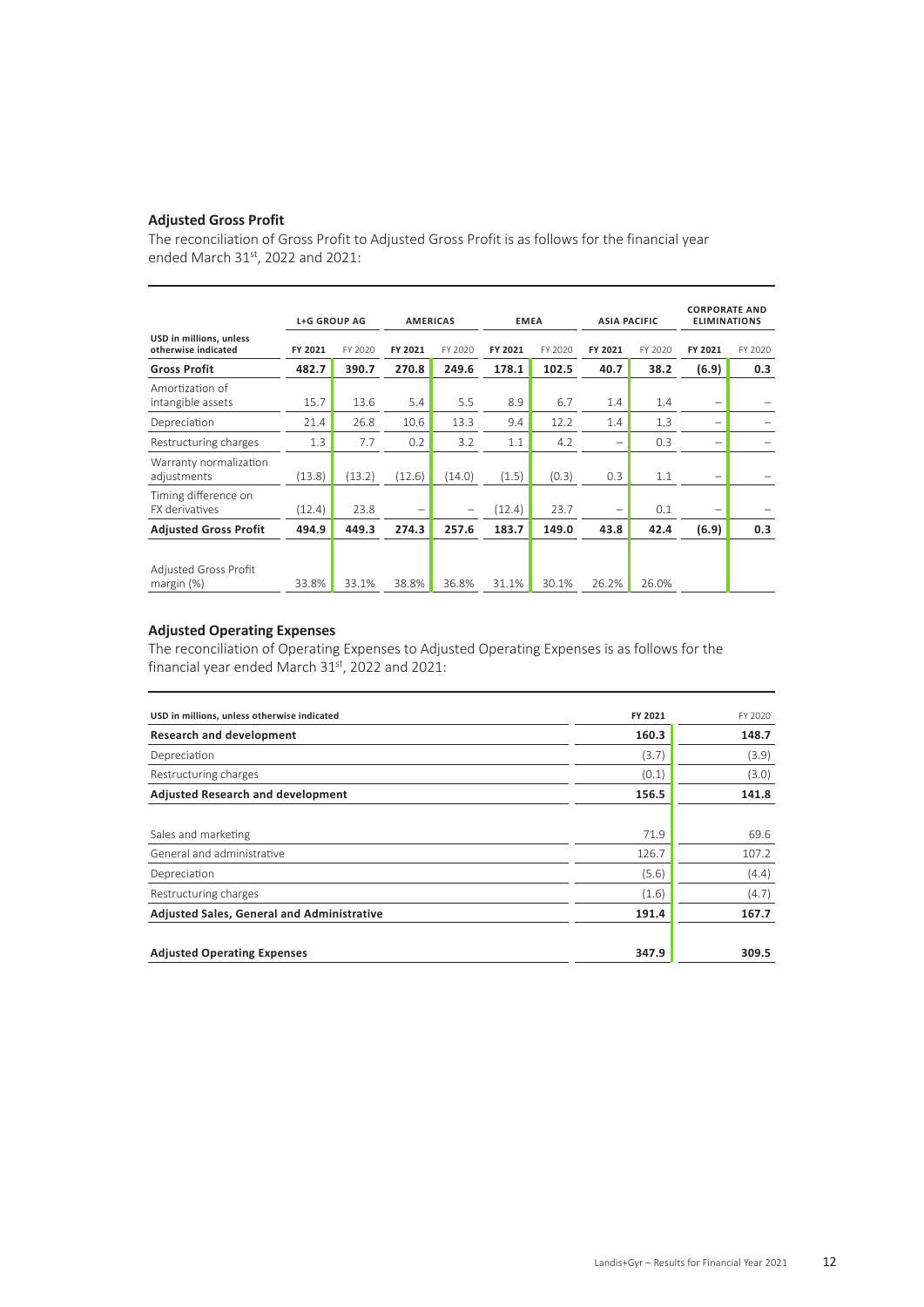## Adjusted Gross Profit

The reconciliation of Gross Profit to Adjusted Gross Profit is as follows for the financial year ended March 31st, 2022 and 2021:

| | L+G GROUP AG | | AMERICAS | | EMEA | | ASIA PACIFIC | | CORPORATE AND ELIMINATIONS | |
|---|---|---|---|---|---|---|---|---|---|---|
| USD in millions, unless otherwise indicated | FY 2021 | FY 2020 | FY 2021 | FY 2020 | FY 2021 | FY 2020 | FY 2021 | FY 2020 | FY 2021 | FY 2020 |
| **Gross Profit** | **482.7** | **390.7** | **270.8** | **249.6** | **178.1** | **102.5** | **40.7** | **38.2** | **(6.9)** | **0.3** |
| Amortization of intangible assets | 15.7 | 13.6 | 5.4 | 5.5 | 8.9 | 6.7 | 1.4 | 1.4 | – | – |
| Depreciation | 21.4 | 26.8 | 10.6 | 13.3 | 9.4 | 12.2 | 1.4 | 1.3 | – | – |
| Restructuring charges | 1.3 | 7.7 | 0.2 | 3.2 | 1.1 | 4.2 | – | 0.3 | – | – |
| Warranty normalization adjustments | (13.8) | (13.2) | (12.6) | (14.0) | (1.5) | (0.3) | 0.3 | 1.1 | – | – |
| Timing difference on FX derivatives | (12.4) | 23.8 | – | – | (12.4) | 23.7 | – | 0.1 | – | – |
| **Adjusted Gross Profit** | **494.9** | **449.3** | **274.3** | **257.6** | **183.7** | **149.0** | **43.8** | **42.4** | **(6.9)** | **0.3** |
| Adjusted Gross Profit margin (%) | 33.8% | 33.1% | 38.8% | 36.8% | 31.1% | 30.1% | 26.2% | 26.0% | | |

## Adjusted Operating Expenses

The reconciliation of Operating Expenses to Adjusted Operating Expenses is as follows for the financial year ended March 31st, 2022 and 2021:

| USD in millions, unless otherwise indicated | FY 2021 | FY 2020 |
|---|---|---|
| **Research and development** | **160.3** | **148.7** |
| Depreciation | (3.7) | (3.9) |
| Restructuring charges | (0.1) | (3.0) |
| **Adjusted Research and development** | **156.5** | **141.8** |
| | | |
| Sales and marketing | 71.9 | 69.6 |
| General and administrative | 126.7 | 107.2 |
| Depreciation | (5.6) | (4.4) |
| Restructuring charges | (1.6) | (4.7) |
| **Adjusted Sales, General and Administrative** | **191.4** | **167.7** |
| | | |
| **Adjusted Operating Expenses** | **347.9** | **309.5** |